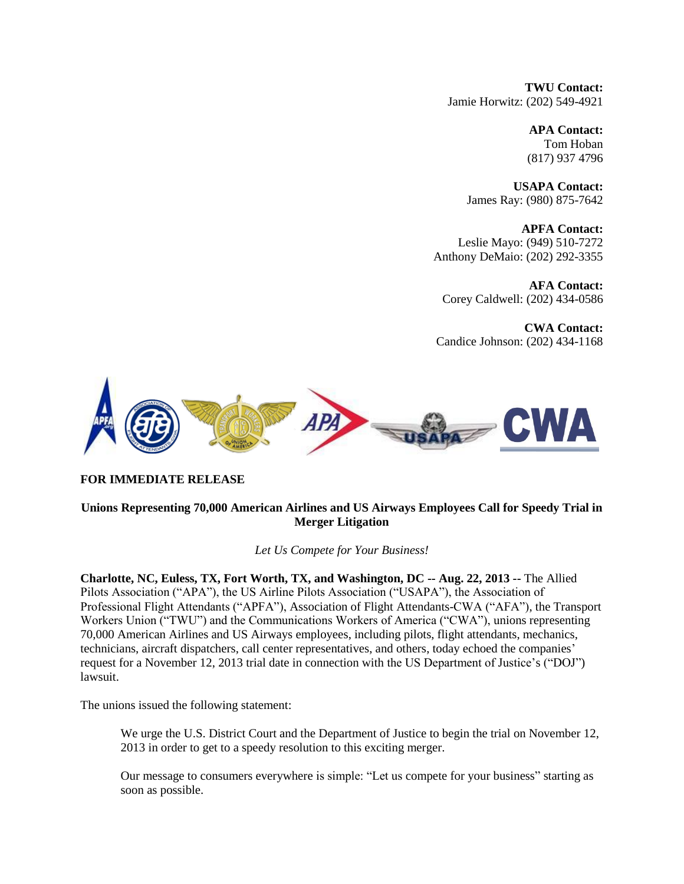**TWU Contact:**
Jamie Horwitz: (202) 549-4921

**APA Contact:**
Tom Hoban
(817) 937 4796

**USAPA Contact:**
James Ray: (980) 875-7642

**APFA Contact:**
Leslie Mayo: (949) 510-7272
Anthony DeMaio: (202) 292-3355

**AFA Contact:**
Corey Caldwell: (202) 434-0586

**CWA Contact:**
Candice Johnson: (202) 434-1168

**FOR IMMEDIATE RELEASE**

**Unions Representing 70,000 American Airlines and US Airways Employees Call for Speedy Trial in Merger Litigation**

*Let Us Compete for Your Business!*

**Charlotte, NC, Euless, TX, Fort Worth, TX, and Washington, DC -- Aug. 22, 2013 --** The Allied Pilots Association ("APA"), the US Airline Pilots Association ("USAPA"), the Association of Professional Flight Attendants ("APFA"), Association of Flight Attendants-CWA ("AFA"), the Transport Workers Union ("TWU") and the Communications Workers of America ("CWA"), unions representing 70,000 American Airlines and US Airways employees, including pilots, flight attendants, mechanics, technicians, aircraft dispatchers, call center representatives, and others, today echoed the companies' request for a November 12, 2013 trial date in connection with the US Department of Justice's ("DOJ") lawsuit.

The unions issued the following statement:

> We urge the U.S. District Court and the Department of Justice to begin the trial on November 12, 2013 in order to get to a speedy resolution to this exciting merger.
>
> Our message to consumers everywhere is simple: "Let us compete for your business" starting as soon as possible.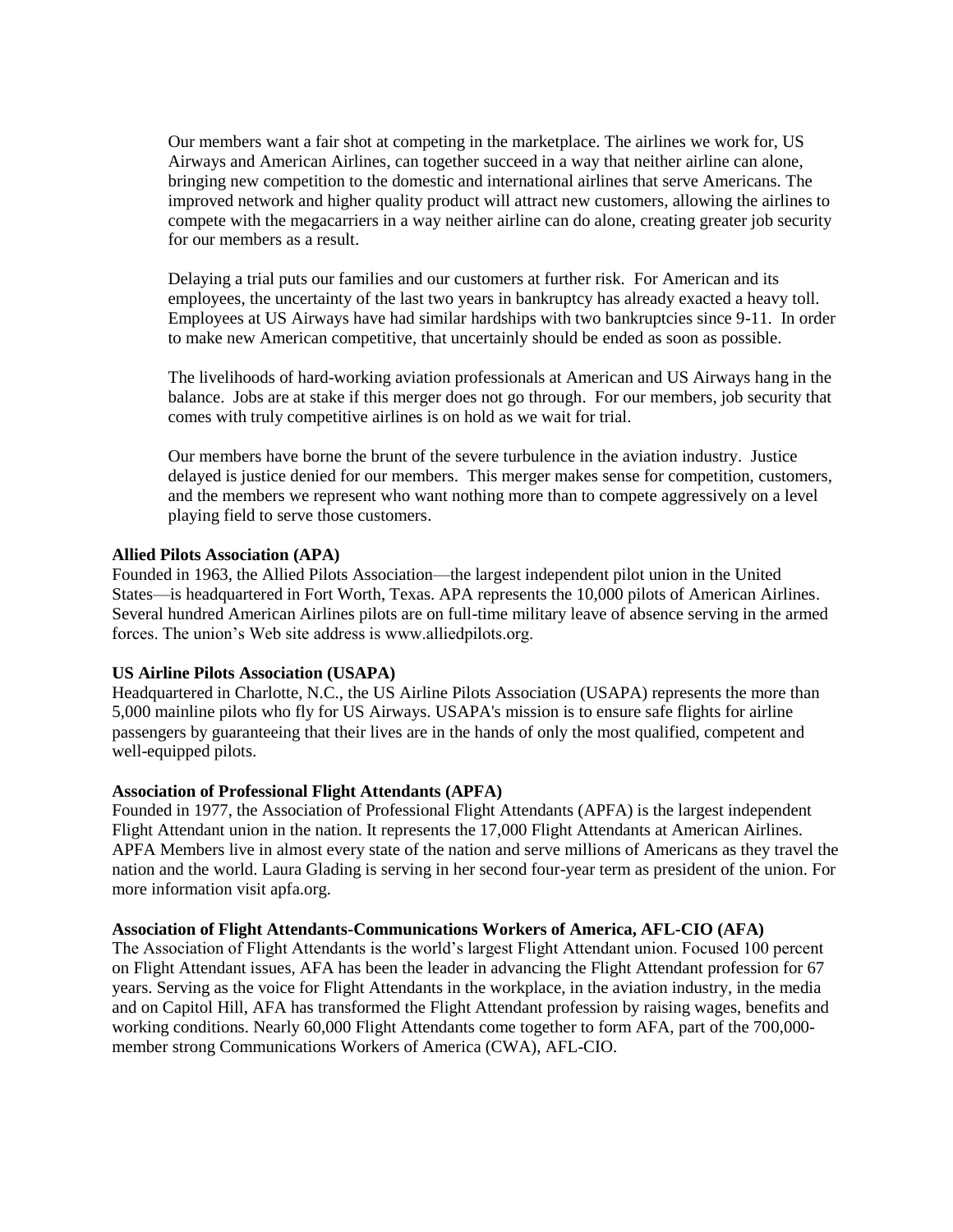Our members want a fair shot at competing in the marketplace. The airlines we work for, US Airways and American Airlines, can together succeed in a way that neither airline can alone, bringing new competition to the domestic and international airlines that serve Americans. The improved network and higher quality product will attract new customers, allowing the airlines to compete with the megacarriers in a way neither airline can do alone, creating greater job security for our members as a result.

Delaying a trial puts our families and our customers at further risk. For American and its employees, the uncertainty of the last two years in bankruptcy has already exacted a heavy toll. Employees at US Airways have had similar hardships with two bankruptcies since 9-11. In order to make new American competitive, that uncertainly should be ended as soon as possible.

The livelihoods of hard-working aviation professionals at American and US Airways hang in the balance. Jobs are at stake if this merger does not go through. For our members, job security that comes with truly competitive airlines is on hold as we wait for trial.

Our members have borne the brunt of the severe turbulence in the aviation industry. Justice delayed is justice denied for our members. This merger makes sense for competition, customers, and the members we represent who want nothing more than to compete aggressively on a level playing field to serve those customers.

**Allied Pilots Association (APA)**

Founded in 1963, the Allied Pilots Association—the largest independent pilot union in the United States—is headquartered in Fort Worth, Texas. APA represents the 10,000 pilots of American Airlines. Several hundred American Airlines pilots are on full-time military leave of absence serving in the armed forces. The union's Web site address is www.alliedpilots.org.

**US Airline Pilots Association (USAPA)**

Headquartered in Charlotte, N.C., the US Airline Pilots Association (USAPA) represents the more than 5,000 mainline pilots who fly for US Airways. USAPA's mission is to ensure safe flights for airline passengers by guaranteeing that their lives are in the hands of only the most qualified, competent and well-equipped pilots.

**Association of Professional Flight Attendants (APFA)**

Founded in 1977, the Association of Professional Flight Attendants (APFA) is the largest independent Flight Attendant union in the nation. It represents the 17,000 Flight Attendants at American Airlines. APFA Members live in almost every state of the nation and serve millions of Americans as they travel the nation and the world. Laura Glading is serving in her second four-year term as president of the union. For more information visit apfa.org.

**Association of Flight Attendants-Communications Workers of America, AFL-CIO (AFA)**

The Association of Flight Attendants is the world's largest Flight Attendant union. Focused 100 percent on Flight Attendant issues, AFA has been the leader in advancing the Flight Attendant profession for 67 years. Serving as the voice for Flight Attendants in the workplace, in the aviation industry, in the media and on Capitol Hill, AFA has transformed the Flight Attendant profession by raising wages, benefits and working conditions. Nearly 60,000 Flight Attendants come together to form AFA, part of the 700,000-member strong Communications Workers of America (CWA), AFL-CIO.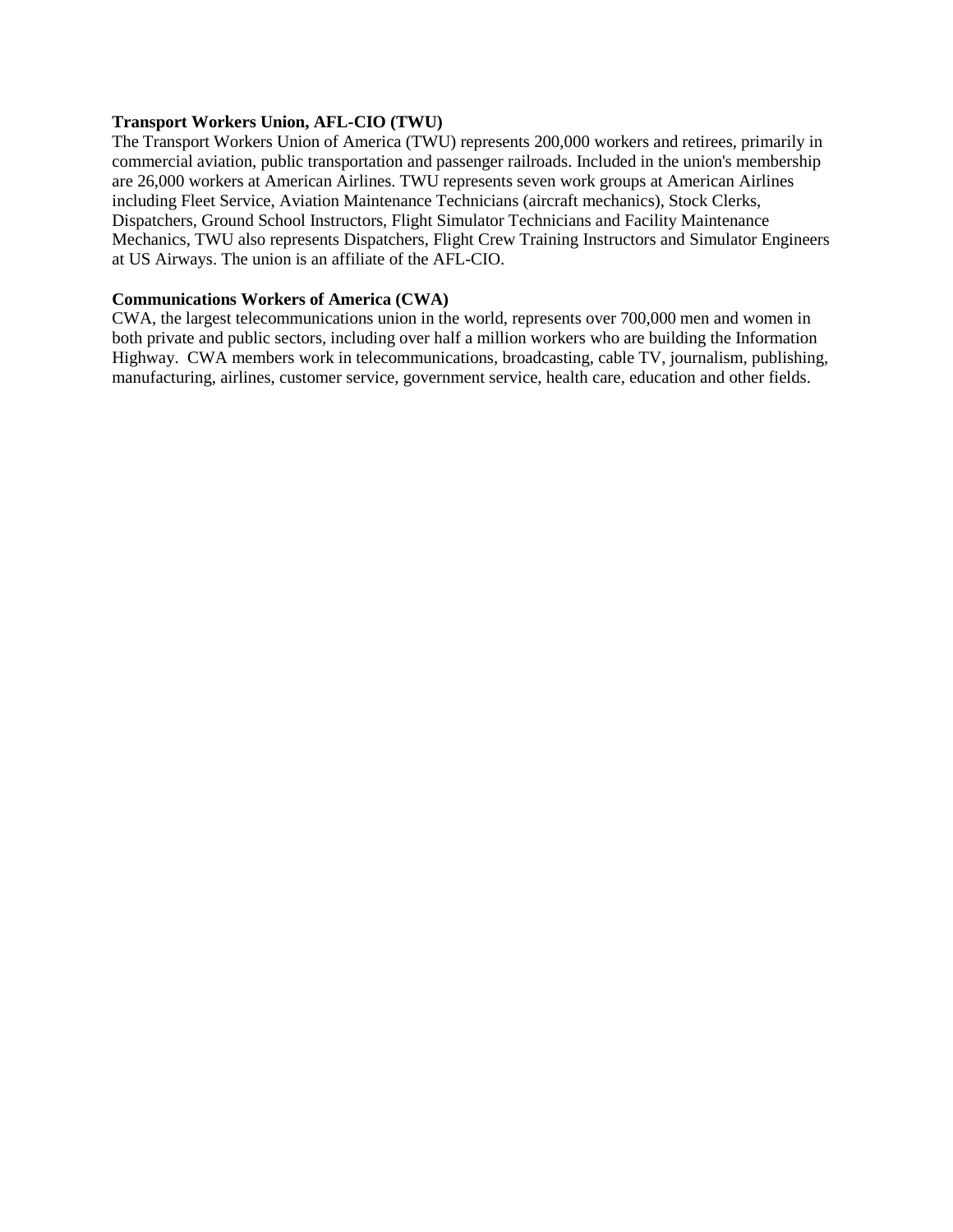**Transport Workers Union, AFL-CIO (TWU)**

The Transport Workers Union of America (TWU) represents 200,000 workers and retirees, primarily in commercial aviation, public transportation and passenger railroads. Included in the union's membership are 26,000 workers at American Airlines. TWU represents seven work groups at American Airlines including Fleet Service, Aviation Maintenance Technicians (aircraft mechanics), Stock Clerks, Dispatchers, Ground School Instructors, Flight Simulator Technicians and Facility Maintenance Mechanics, TWU also represents Dispatchers, Flight Crew Training Instructors and Simulator Engineers at US Airways. The union is an affiliate of the AFL-CIO.

**Communications Workers of America (CWA)**

CWA, the largest telecommunications union in the world, represents over 700,000 men and women in both private and public sectors, including over half a million workers who are building the Information Highway. CWA members work in telecommunications, broadcasting, cable TV, journalism, publishing, manufacturing, airlines, customer service, government service, health care, education and other fields.